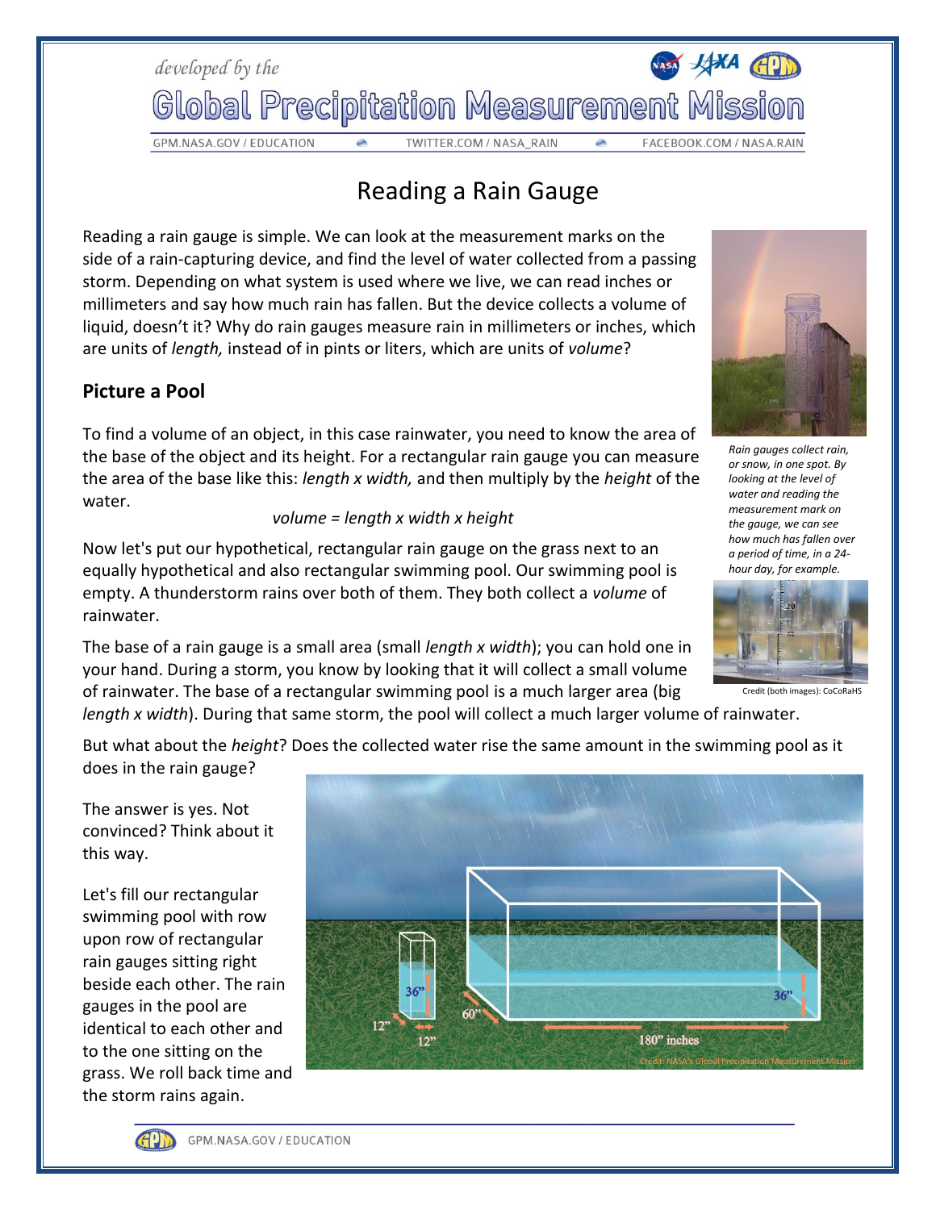developed by the

# Global Precipitation Measurement Mission

GPM.NASA.GOV / EDUCATION — TWITTER.COM / NASA_RAIN — FACEBOOK.COM / NASA.RAIN

## Reading a Rain Gauge

Reading a rain gauge is simple. We can look at the measurement marks on the side of a rain-capturing device, and find the level of water collected from a passing storm. Depending on what system is used where we live, we can read inches or millimeters and say how much rain has fallen. But the device collects a volume of liquid, doesn't it? Why do rain gauges measure rain in millimeters or inches, which are units of *length,* instead of in pints or liters, which are units of *volume*?

*Rain gauges collect rain, or snow, in one spot. By looking at the level of water and reading the measurement mark on the gauge, we can see how much has fallen over a period of time, in a 24-hour day, for example.*

Credit (both images): CoCoRaHS

### Picture a Pool

To find a volume of an object, in this case rainwater, you need to know the area of the base of the object and its height. For a rectangular rain gauge you can measure the area of the base like this: *length x width,* and then multiply by the *height* of the water.

*volume = length x width x height*

Now let's put our hypothetical, rectangular rain gauge on the grass next to an equally hypothetical and also rectangular swimming pool. Our swimming pool is empty. A thunderstorm rains over both of them. They both collect a *volume* of rainwater.

The base of a rain gauge is a small area (small *length x width*); you can hold one in your hand. During a storm, you know by looking that it will collect a small volume of rainwater. The base of a rectangular swimming pool is a much larger area (big *length x width*). During that same storm, the pool will collect a much larger volume of rainwater.

But what about the *height*? Does the collected water rise the same amount in the swimming pool as it does in the rain gauge?

The answer is yes. Not convinced? Think about it this way.

Let's fill our rectangular swimming pool with row upon row of rectangular rain gauges sitting right beside each other. The rain gauges in the pool are identical to each other and to the one sitting on the grass. We roll back time and the storm rains again.

Credit: NASA's Global Precipitation Measurement Mission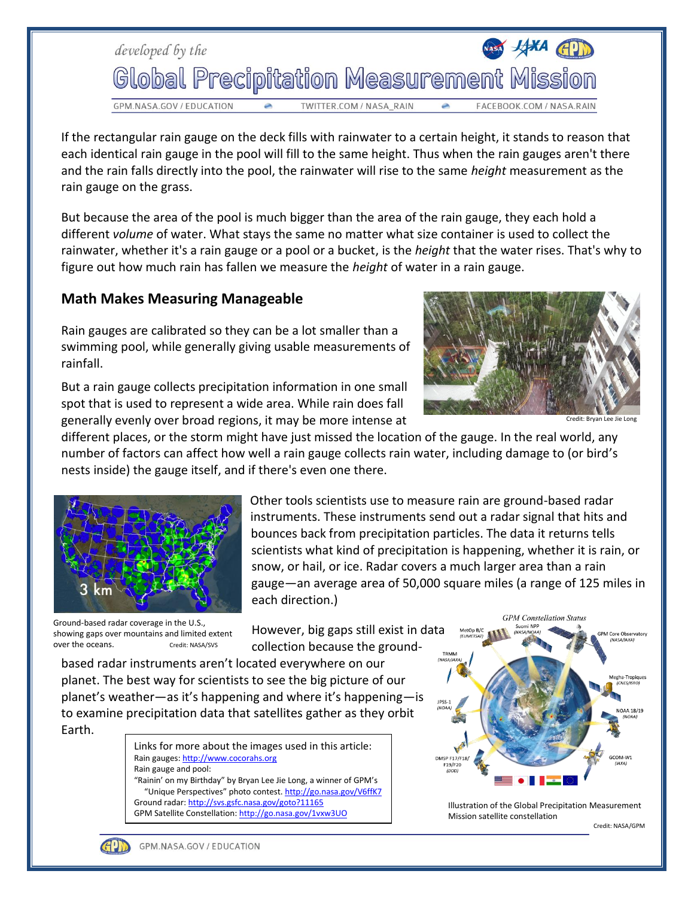If the rectangular rain gauge on the deck fills with rainwater to a certain height, it stands to reason that each identical rain gauge in the pool will fill to the same height. Thus when the rain gauges aren't there and the rain falls directly into the pool, the rainwater will rise to the same *height* measurement as the rain gauge on the grass.

But because the area of the pool is much bigger than the area of the rain gauge, they each hold a different *volume* of water. What stays the same no matter what size container is used to collect the rainwater, whether it's a rain gauge or a pool or a bucket, is the *height* that the water rises. That's why to figure out how much rain has fallen we measure the *height* of water in a rain gauge.

## Math Makes Measuring Manageable

Rain gauges are calibrated so they can be a lot smaller than a swimming pool, while generally giving usable measurements of rainfall.

But a rain gauge collects precipitation information in one small spot that is used to represent a wide area. While rain does fall generally evenly over broad regions, it may be more intense at different places, or the storm might have just missed the location of the gauge. In the real world, any number of factors can affect how well a rain gauge collects rain water, including damage to (or bird's nests inside) the gauge itself, and if there's even one there.

Credit: Bryan Lee Jie Long

Other tools scientists use to measure rain are ground-based radar instruments. These instruments send out a radar signal that hits and bounces back from precipitation particles. The data it returns tells scientists what kind of precipitation is happening, whether it is rain, or snow, or hail, or ice. Radar covers a much larger area than a rain gauge—an average area of 50,000 square miles (a range of 125 miles in each direction.)

3 km

Ground-based radar coverage in the U.S., showing gaps over mountains and limited extent over the oceans. Credit: NASA/SVS

However, big gaps still exist in data collection because the ground-based radar instruments aren't located everywhere on our planet. The best way for scientists to see the big picture of our planet's weather—as it's happening and where it's happening—is to examine precipitation data that satellites gather as they orbit Earth.

GPM Constellation Status
MetOp B/C (EUMETSAT)
Suomi NPP (NASA/NOAA)
GPM Core Observatory (NASA/JAXA)
TRMM (NASA/JAXA)
Megha-Tropiques (CNES/ISRO)
JPSS-1 (NOAA)
NOAA 18/19 (NOAA)
DMSP F17/F18/ F19/F20 (DOD)
GCOM-W1 (JAXA)

Illustration of the Global Precipitation Measurement Mission satellite constellation

Credit: NASA/GPM

Links for more about the images used in this article:
Rain gauges: http://www.cocorahs.org
Rain gauge and pool:
"Rainin' on my Birthday" by Bryan Lee Jie Long, a winner of GPM's "Unique Perspectives" photo contest. http://go.nasa.gov/V6ffK7
Ground radar: http://svs.gsfc.nasa.gov/goto?11165
GPM Satellite Constellation: http://go.nasa.gov/1vxw3UO